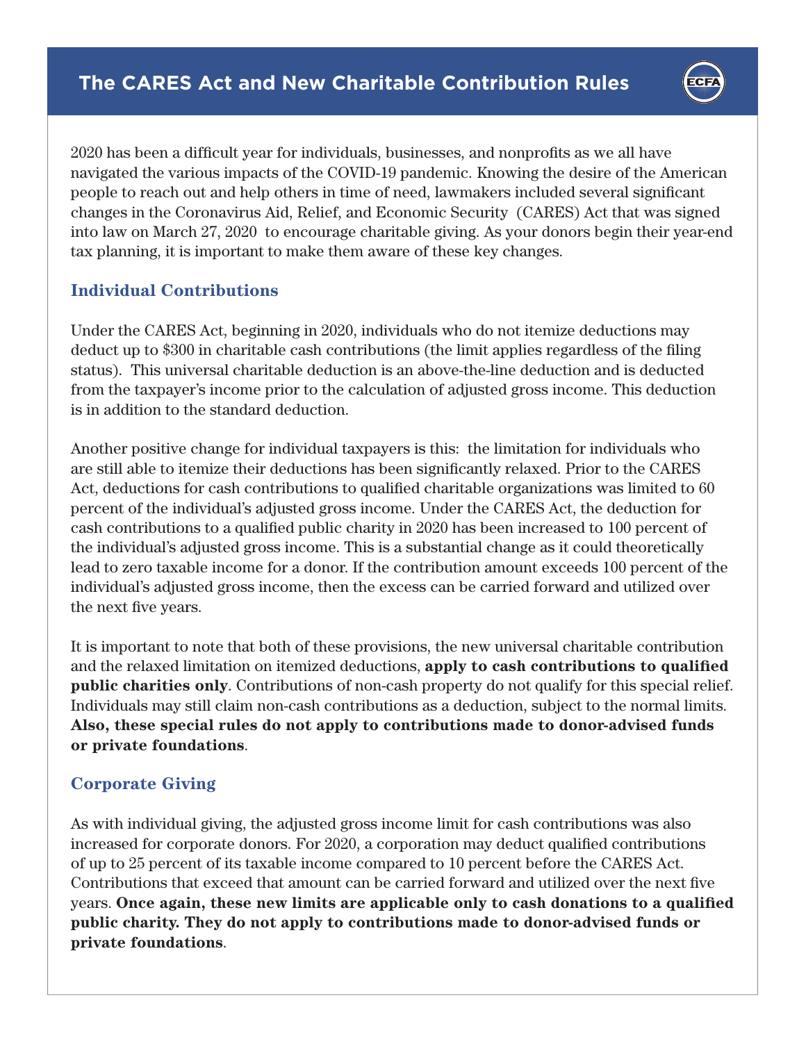# The CARES Act and New Charitable Contribution Rules

2020 has been a difficult year for individuals, businesses, and nonprofits as we all have navigated the various impacts of the COVID-19 pandemic. Knowing the desire of the American people to reach out and help others in time of need, lawmakers included several significant changes in the Coronavirus Aid, Relief, and Economic Security (CARES) Act that was signed into law on March 27, 2020 to encourage charitable giving. As your donors begin their year-end tax planning, it is important to make them aware of these key changes.

## Individual Contributions

Under the CARES Act, beginning in 2020, individuals who do not itemize deductions may deduct up to $300 in charitable cash contributions (the limit applies regardless of the filing status). This universal charitable deduction is an above-the-line deduction and is deducted from the taxpayer's income prior to the calculation of adjusted gross income. This deduction is in addition to the standard deduction.

Another positive change for individual taxpayers is this: the limitation for individuals who are still able to itemize their deductions has been significantly relaxed. Prior to the CARES Act, deductions for cash contributions to qualified charitable organizations was limited to 60 percent of the individual's adjusted gross income. Under the CARES Act, the deduction for cash contributions to a qualified public charity in 2020 has been increased to 100 percent of the individual's adjusted gross income. This is a substantial change as it could theoretically lead to zero taxable income for a donor. If the contribution amount exceeds 100 percent of the individual's adjusted gross income, then the excess can be carried forward and utilized over the next five years.

It is important to note that both of these provisions, the new universal charitable contribution and the relaxed limitation on itemized deductions, **apply to cash contributions to qualified public charities only**. Contributions of non-cash property do not qualify for this special relief. Individuals may still claim non-cash contributions as a deduction, subject to the normal limits. **Also, these special rules do not apply to contributions made to donor-advised funds or private foundations**.

## Corporate Giving

As with individual giving, the adjusted gross income limit for cash contributions was also increased for corporate donors. For 2020, a corporation may deduct qualified contributions of up to 25 percent of its taxable income compared to 10 percent before the CARES Act. Contributions that exceed that amount can be carried forward and utilized over the next five years. **Once again, these new limits are applicable only to cash donations to a qualified public charity. They do not apply to contributions made to donor-advised funds or private foundations**.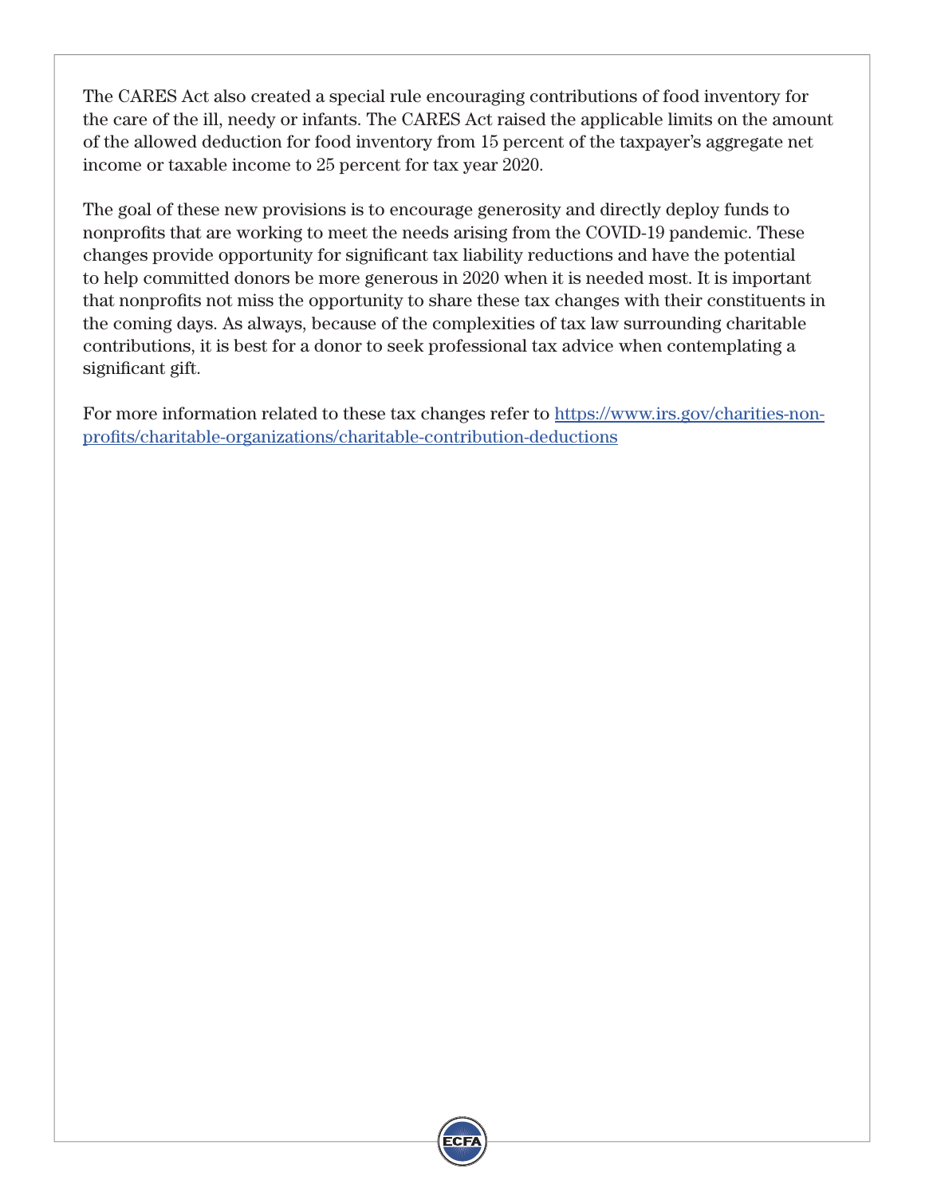The CARES Act also created a special rule encouraging contributions of food inventory for the care of the ill, needy or infants. The CARES Act raised the applicable limits on the amount of the allowed deduction for food inventory from 15 percent of the taxpayer's aggregate net income or taxable income to 25 percent for tax year 2020.

The goal of these new provisions is to encourage generosity and directly deploy funds to nonprofits that are working to meet the needs arising from the COVID-19 pandemic. These changes provide opportunity for significant tax liability reductions and have the potential to help committed donors be more generous in 2020 when it is needed most. It is important that nonprofits not miss the opportunity to share these tax changes with their constituents in the coming days. As always, because of the complexities of tax law surrounding charitable contributions, it is best for a donor to seek professional tax advice when contemplating a significant gift.

For more information related to these tax changes refer to [https://www.irs.gov/charities-non-profits/charitable-organizations/charitable-contribution-deductions](https://www.irs.gov/charities-non-profits/charitable-organizations/charitable-contribution-deductions)